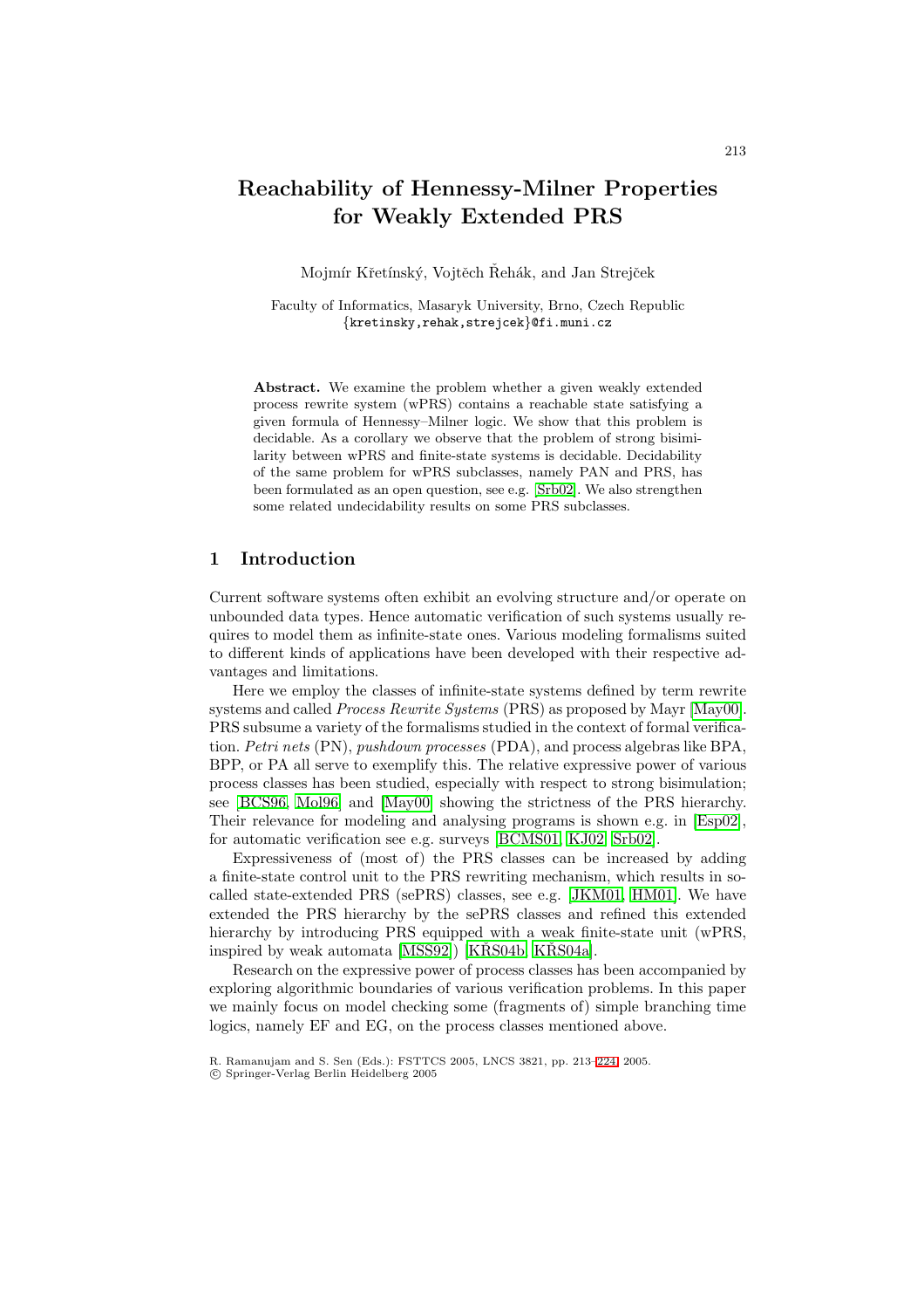# Reachability of Hennessy-Milner Properties for Weakly Extended PRS

Mojmír Křetínský, Vojtěch Řehák, and Jan Strejček

Faculty of Informatics, Masaryk University, Brno, Czech Republic
{kretinsky,rehak,strejcek}@fi.muni.cz

**Abstract.** We examine the problem whether a given weakly extended process rewrite system (wPRS) contains a reachable state satisfying a given formula of Hennessy–Milner logic. We show that this problem is decidable. As a corollary we observe that the problem of strong bisimilarity between wPRS and finite-state systems is decidable. Decidability of the same problem for wPRS subclasses, namely PAN and PRS, has been formulated as an open question, see e.g. [Srb02]. We also strengthen some related undecidability results on some PRS subclasses.

## 1 Introduction

Current software systems often exhibit an evolving structure and/or operate on unbounded data types. Hence automatic verification of such systems usually requires to model them as infinite-state ones. Various modeling formalisms suited to different kinds of applications have been developed with their respective advantages and limitations.

Here we employ the classes of infinite-state systems defined by term rewrite systems and called *Process Rewrite Systems* (PRS) as proposed by Mayr [May00]. PRS subsume a variety of the formalisms studied in the context of formal verification. *Petri nets* (PN), *pushdown processes* (PDA), and process algebras like BPA, BPP, or PA all serve to exemplify this. The relative expressive power of various process classes has been studied, especially with respect to strong bisimulation; see [BCS96, Mol96] and [May00] showing the strictness of the PRS hierarchy. Their relevance for modeling and analysing programs is shown e.g. in [Esp02], for automatic verification see e.g. surveys [BCMS01, KJ02, Srb02].

Expressiveness of (most of) the PRS classes can be increased by adding a finite-state control unit to the PRS rewriting mechanism, which results in so-called state-extended PRS (sePRS) classes, see e.g. [JKM01, HM01]. We have extended the PRS hierarchy by the sePRS classes and refined this extended hierarchy by introducing PRS equipped with a weak finite-state unit (wPRS, inspired by weak automata [MSS92]) [KŘS04b, KŘS04a].

Research on the expressive power of process classes has been accompanied by exploring algorithmic boundaries of various verification problems. In this paper we mainly focus on model checking some (fragments of) simple branching time logics, namely EF and EG, on the process classes mentioned above.

R. Ramanujam and S. Sen (Eds.): FSTTCS 2005, LNCS 3821, pp. 213–224, 2005.
© Springer-Verlag Berlin Heidelberg 2005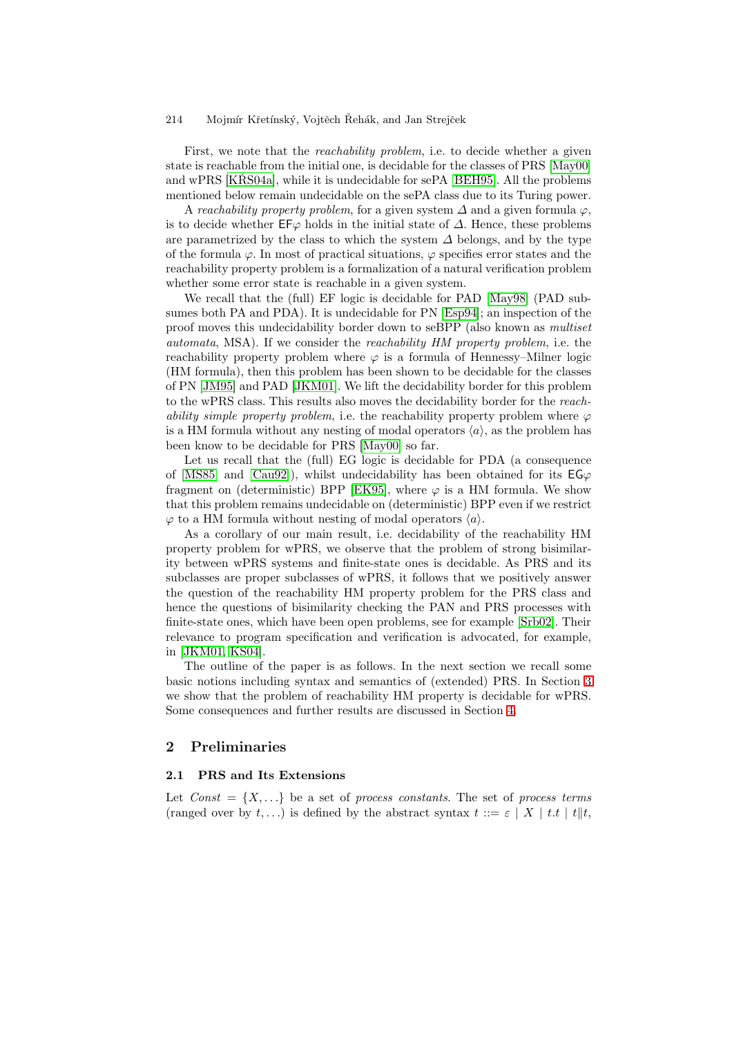First, we note that the *reachability problem*, i.e. to decide whether a given state is reachable from the initial one, is decidable for the classes of PRS [May00] and wPRS [KŘS04a], while it is undecidable for sePA [BEH95]. All the problems mentioned below remain undecidable on the sePA class due to its Turing power.

A *reachability property problem*, for a given system $\Delta$ and a given formula $\varphi$, is to decide whether $\mathsf{EF}\varphi$ holds in the initial state of $\Delta$. Hence, these problems are parametrized by the class to which the system $\Delta$ belongs, and by the type of the formula $\varphi$. In most of practical situations, $\varphi$ specifies error states and the reachability property problem is a formalization of a natural verification problem whether some error state is reachable in a given system.

We recall that the (full) EF logic is decidable for PAD [May98] (PAD subsumes both PA and PDA). It is undecidable for PN [Esp94]; an inspection of the proof moves this undecidability border down to seBPP (also known as *multiset automata*, MSA). If we consider the *reachability HM property problem*, i.e. the reachability property problem where $\varphi$ is a formula of Hennessy–Milner logic (HM formula), then this problem has been shown to be decidable for the classes of PN [JM95] and PAD [JKM01]. We lift the decidability border for this problem to the wPRS class. This results also moves the decidability border for the *reachability simple property problem*, i.e. the reachability property problem where $\varphi$ is a HM formula without any nesting of modal operators $\langle a \rangle$, as the problem has been know to be decidable for PRS [May00] so far.

Let us recall that the (full) EG logic is decidable for PDA (a consequence of [MS85] and [Cau92]), whilst undecidability has been obtained for its $\mathsf{EG}\varphi$ fragment on (deterministic) BPP [EK95], where $\varphi$ is a HM formula. We show that this problem remains undecidable on (deterministic) BPP even if we restrict $\varphi$ to a HM formula without nesting of modal operators $\langle a \rangle$.

As a corollary of our main result, i.e. decidability of the reachability HM property problem for wPRS, we observe that the problem of strong bisimilarity between wPRS systems and finite-state ones is decidable. As PRS and its subclasses are proper subclasses of wPRS, it follows that we positively answer the question of the reachability HM property problem for the PRS class and hence the questions of bisimilarity checking the PAN and PRS processes with finite-state ones, which have been open problems, see for example [Srb02]. Their relevance to program specification and verification is advocated, for example, in [JKM01, KS04].

The outline of the paper is as follows. In the next section we recall some basic notions including syntax and semantics of (extended) PRS. In Section 3 we show that the problem of reachability HM property is decidable for wPRS. Some consequences and further results are discussed in Section 4.

## 2 Preliminaries

### 2.1 PRS and Its Extensions

Let $Const = \{X, \ldots\}$ be a set of *process constants*. The set of *process terms* (ranged over by $t, \ldots$) is defined by the abstract syntax $t ::= \varepsilon \mid X \mid t.t \mid t \| t$,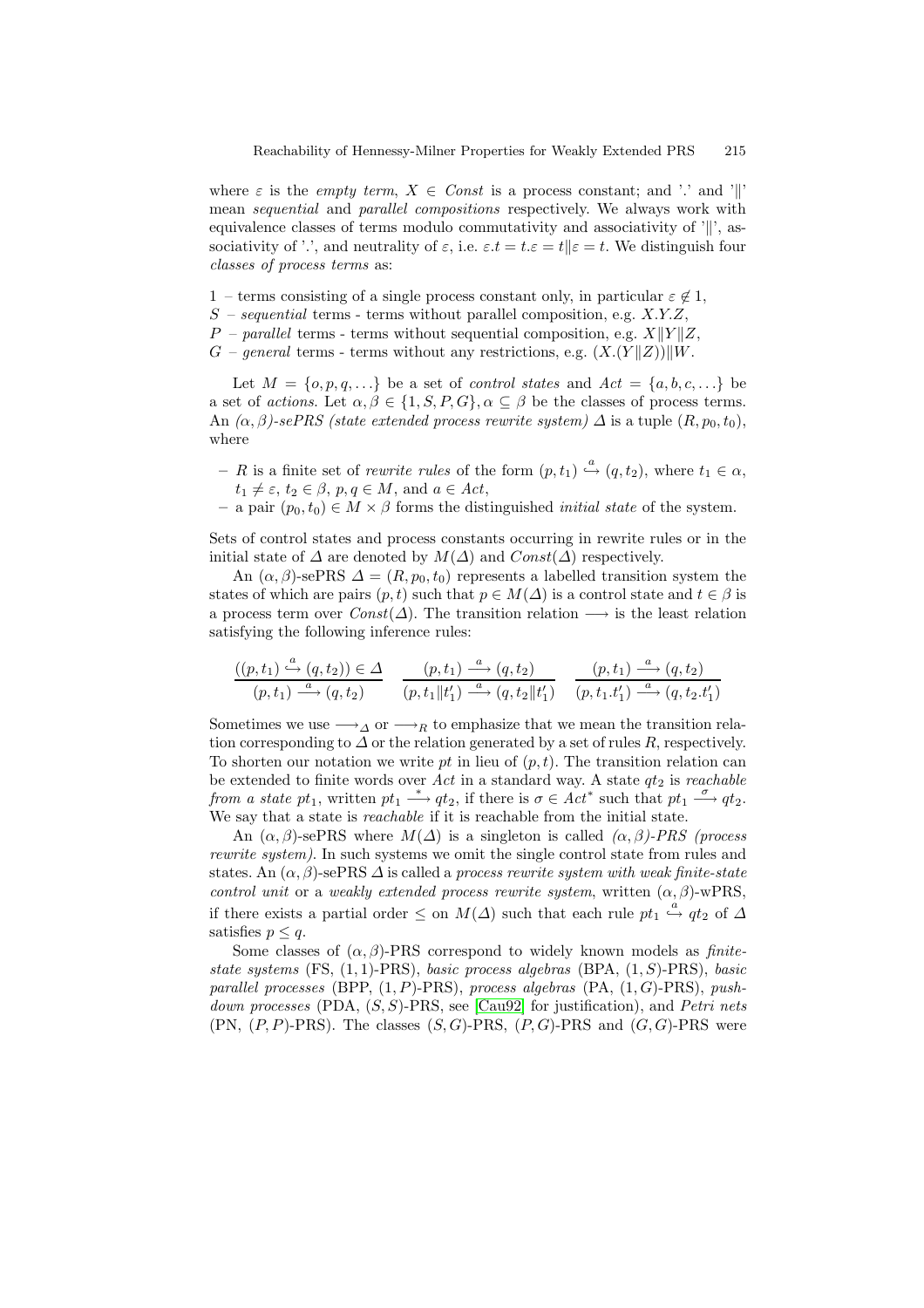where $\varepsilon$ is the *empty term*, $X \in Const$ is a process constant; and '.' and '$\|$' mean *sequential* and *parallel compositions* respectively. We always work with equivalence classes of terms modulo commutativity and associativity of '$\|$', associativity of '.', and neutrality of $\varepsilon$, i.e. $\varepsilon.t = t.\varepsilon = t\|\varepsilon = t$. We distinguish four *classes of process terms* as:

1 – terms consisting of a single process constant only, in particular $\varepsilon \notin 1$,
$S$ – *sequential* terms - terms without parallel composition, e.g. $X.Y.Z$,
$P$ – *parallel* terms - terms without sequential composition, e.g. $X\|Y\|Z$,
$G$ – *general* terms - terms without any restrictions, e.g. $(X.(Y\|Z))\|W$.

Let $M = \{o, p, q, \ldots\}$ be a set of *control states* and $Act = \{a, b, c, \ldots\}$ be a set of *actions*. Let $\alpha, \beta \in \{1, S, P, G\}, \alpha \subseteq \beta$ be the classes of process terms. An *$(\alpha, \beta)$-sePRS (state extended process rewrite system)* $\Delta$ is a tuple $(R, p_0, t_0)$, where

- $R$ is a finite set of *rewrite rules* of the form $(p, t_1) \overset{a}{\hookrightarrow} (q, t_2)$, where $t_1 \in \alpha$, $t_1 \neq \varepsilon$, $t_2 \in \beta$, $p, q \in M$, and $a \in Act$,
- a pair $(p_0, t_0) \in M \times \beta$ forms the distinguished *initial state* of the system.

Sets of control states and process constants occurring in rewrite rules or in the initial state of $\Delta$ are denoted by $M(\Delta)$ and $Const(\Delta)$ respectively.

An $(\alpha, \beta)$-sePRS $\Delta = (R, p_0, t_0)$ represents a labelled transition system the states of which are pairs $(p, t)$ such that $p \in M(\Delta)$ is a control state and $t \in \beta$ is a process term over $Const(\Delta)$. The transition relation $\longrightarrow$ is the least relation satisfying the following inference rules:

$$\frac{((p, t_1) \overset{a}{\hookrightarrow} (q, t_2)) \in \Delta}{(p, t_1) \overset{a}{\longrightarrow} (q, t_2)} \qquad \frac{(p, t_1) \overset{a}{\longrightarrow} (q, t_2)}{(p, t_1\|t_1') \overset{a}{\longrightarrow} (q, t_2\|t_1')} \qquad \frac{(p, t_1) \overset{a}{\longrightarrow} (q, t_2)}{(p, t_1.t_1') \overset{a}{\longrightarrow} (q, t_2.t_1')}$$

Sometimes we use $\longrightarrow_\Delta$ or $\longrightarrow_R$ to emphasize that we mean the transition relation corresponding to $\Delta$ or the relation generated by a set of rules $R$, respectively. To shorten our notation we write $pt$ in lieu of $(p, t)$. The transition relation can be extended to finite words over $Act$ in a standard way. A state $qt_2$ is *reachable from a state* $pt_1$, written $pt_1 \overset{*}{\longrightarrow} qt_2$, if there is $\sigma \in Act^*$ such that $pt_1 \overset{\sigma}{\longrightarrow} qt_2$. We say that a state is *reachable* if it is reachable from the initial state.

An $(\alpha, \beta)$-sePRS where $M(\Delta)$ is a singleton is called *$(\alpha, \beta)$-PRS (process rewrite system)*. In such systems we omit the single control state from rules and states. An $(\alpha, \beta)$-sePRS $\Delta$ is called a *process rewrite system with weak finite-state control unit* or a *weakly extended process rewrite system*, written $(\alpha, \beta)$-wPRS, if there exists a partial order $\leq$ on $M(\Delta)$ such that each rule $pt_1 \overset{a}{\hookrightarrow} qt_2$ of $\Delta$ satisfies $p \leq q$.

Some classes of $(\alpha, \beta)$-PRS correspond to widely known models as *finite-state systems* (FS, $(1, 1)$-PRS), *basic process algebras* (BPA, $(1, S)$-PRS), *basic parallel processes* (BPP, $(1, P)$-PRS), *process algebras* (PA, $(1, G)$-PRS), *push-down processes* (PDA, $(S, S)$-PRS, see [Cau92] for justification), and *Petri nets* (PN, $(P, P)$-PRS). The classes $(S, G)$-PRS, $(P, G)$-PRS and $(G, G)$-PRS were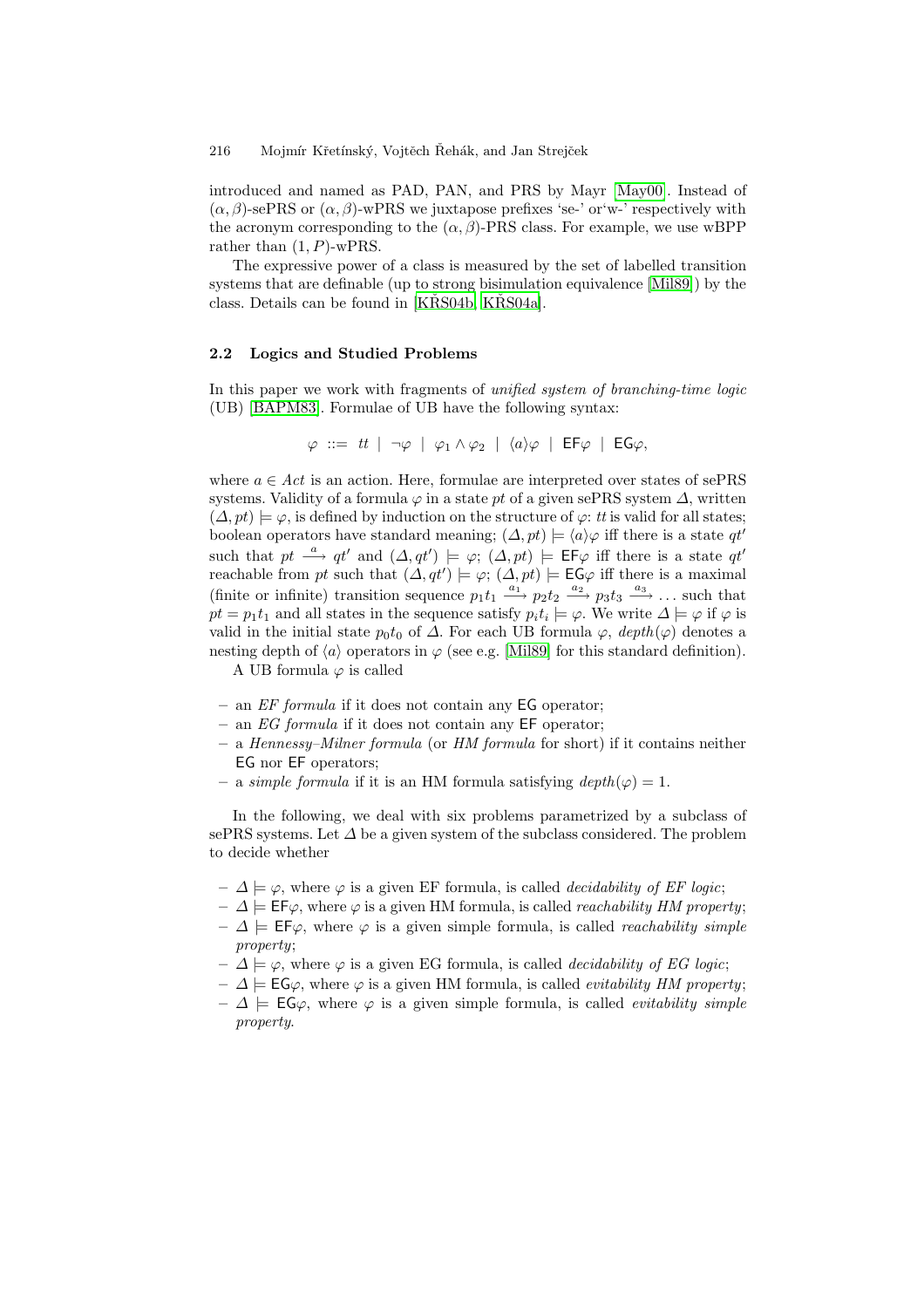introduced and named as PAD, PAN, and PRS by Mayr [May00]. Instead of $(\alpha,\beta)$-sePRS or $(\alpha,\beta)$-wPRS we juxtapose prefixes 'se-' or'w-' respectively with the acronym corresponding to the $(\alpha,\beta)$-PRS class. For example, we use wBPP rather than $(1,P)$-wPRS.

The expressive power of a class is measured by the set of labelled transition systems that are definable (up to strong bisimulation equivalence [Mil89]) by the class. Details can be found in [KŘS04b, KŘS04a].

### 2.2 Logics and Studied Problems

In this paper we work with fragments of *unified system of branching-time logic* (UB) [BAPM83]. Formulae of UB have the following syntax:

$$\varphi \ ::= \ tt \ \mid \ \neg\varphi \ \mid \ \varphi_1 \wedge \varphi_2 \ \mid \ \langle a \rangle \varphi \ \mid \ \mathsf{EF}\varphi \ \mid \ \mathsf{EG}\varphi,$$

where $a \in Act$ is an action. Here, formulae are interpreted over states of sePRS systems. Validity of a formula $\varphi$ in a state $pt$ of a given sePRS system $\Delta$, written $(\Delta, pt) \models \varphi$, is defined by induction on the structure of $\varphi$: $tt$ is valid for all states; boolean operators have standard meaning; $(\Delta, pt) \models \langle a \rangle \varphi$ iff there is a state $qt'$ such that $pt \xrightarrow{a} qt'$ and $(\Delta, qt') \models \varphi$; $(\Delta, pt) \models \mathsf{EF}\varphi$ iff there is a state $qt'$ reachable from $pt$ such that $(\Delta, qt') \models \varphi$; $(\Delta, pt) \models \mathsf{EG}\varphi$ iff there is a maximal (finite or infinite) transition sequence $p_1t_1 \xrightarrow{a_1} p_2t_2 \xrightarrow{a_2} p_3t_3 \xrightarrow{a_3} \ldots$ such that $pt = p_1t_1$ and all states in the sequence satisfy $p_it_i \models \varphi$. We write $\Delta \models \varphi$ if $\varphi$ is valid in the initial state $p_0t_0$ of $\Delta$. For each UB formula $\varphi$, $depth(\varphi)$ denotes a nesting depth of $\langle a \rangle$ operators in $\varphi$ (see e.g. [Mil89] for this standard definition).

A UB formula $\varphi$ is called

- an *EF formula* if it does not contain any $\mathsf{EG}$ operator;
- an *EG formula* if it does not contain any $\mathsf{EF}$ operator;
- a *Hennessy–Milner formula* (or *HM formula* for short) if it contains neither $\mathsf{EG}$ nor $\mathsf{EF}$ operators;
- a *simple formula* if it is an HM formula satisfying $depth(\varphi) = 1$.

In the following, we deal with six problems parametrized by a subclass of sePRS systems. Let $\Delta$ be a given system of the subclass considered. The problem to decide whether

- $\Delta \models \varphi$, where $\varphi$ is a given EF formula, is called *decidability of EF logic*;
- $\Delta \models \mathsf{EF}\varphi$, where $\varphi$ is a given HM formula, is called *reachability HM property*;
- $\Delta \models \mathsf{EF}\varphi$, where $\varphi$ is a given simple formula, is called *reachability simple property*;
- $\Delta \models \varphi$, where $\varphi$ is a given EG formula, is called *decidability of EG logic*;
- $\Delta \models \mathsf{EG}\varphi$, where $\varphi$ is a given HM formula, is called *evitability HM property*;
- $\Delta \models \mathsf{EG}\varphi$, where $\varphi$ is a given simple formula, is called *evitability simple property*.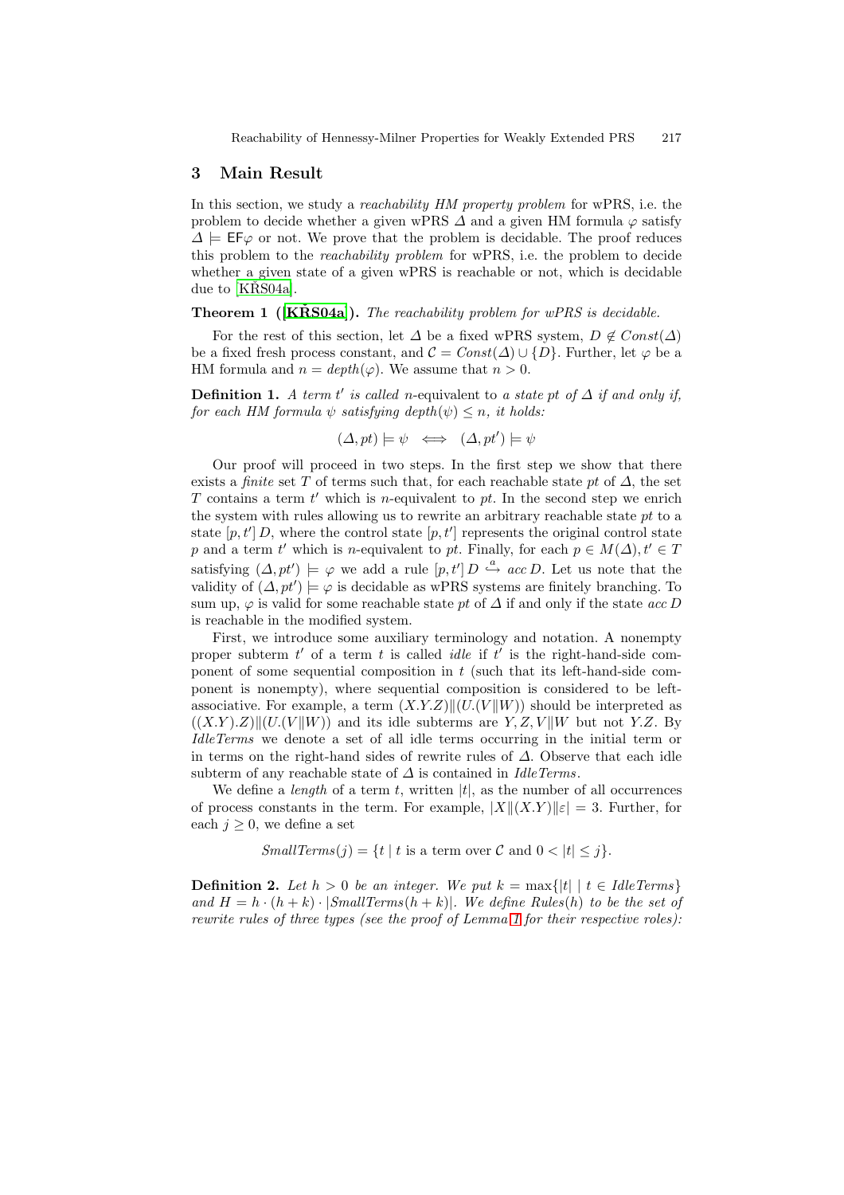## 3 Main Result

In this section, we study a *reachability HM property problem* for wPRS, i.e. the problem to decide whether a given wPRS $\Delta$ and a given HM formula $\varphi$ satisfy $\Delta \models \mathsf{EF}\varphi$ or not. We prove that the problem is decidable. The proof reduces this problem to the *reachability problem* for wPRS, i.e. the problem to decide whether a given state of a given wPRS is reachable or not, which is decidable due to [KŘS04a].

**Theorem 1 ([KŘS04a]).** *The reachability problem for wPRS is decidable.*

For the rest of this section, let $\Delta$ be a fixed wPRS system, $D \notin \mathit{Const}(\Delta)$ be a fixed fresh process constant, and $\mathcal{C} = \mathit{Const}(\Delta) \cup \{D\}$. Further, let $\varphi$ be a HM formula and $n = \mathit{depth}(\varphi)$. We assume that $n > 0$.

**Definition 1.** *A term $t'$ is called* n-equivalent *to a state $pt$ of $\Delta$ if and only if, for each HM formula $\psi$ satisfying $\mathit{depth}(\psi) \leq n$, it holds:*

$$(\Delta, pt) \models \psi \iff (\Delta, pt') \models \psi$$

Our proof will proceed in two steps. In the first step we show that there exists a *finite* set $T$ of terms such that, for each reachable state $pt$ of $\Delta$, the set $T$ contains a term $t'$ which is $n$-equivalent to $pt$. In the second step we enrich the system with rules allowing us to rewrite an arbitrary reachable state $pt$ to a state $[p, t']\, D$, where the control state $[p, t']$ represents the original control state $p$ and a term $t'$ which is $n$-equivalent to $pt$. Finally, for each $p \in M(\Delta), t' \in T$ satisfying $(\Delta, pt') \models \varphi$ we add a rule $[p, t']\, D \overset{a}{\hookrightarrow} \mathit{acc}\, D$. Let us note that the validity of $(\Delta, pt') \models \varphi$ is decidable as wPRS systems are finitely branching. To sum up, $\varphi$ is valid for some reachable state $pt$ of $\Delta$ if and only if the state $\mathit{acc}\, D$ is reachable in the modified system.

First, we introduce some auxiliary terminology and notation. A nonempty proper subterm $t'$ of a term $t$ is called *idle* if $t'$ is the right-hand-side component of some sequential composition in $t$ (such that its left-hand-side component is nonempty), where sequential composition is considered to be left-associative. For example, a term $(X.Y.Z)\|(U.(V\|W))$ should be interpreted as $((X.Y).Z)\|(U.(V\|W))$ and its idle subterms are $Y, Z, V\|W$ but not $Y.Z$. By *IdleTerms* we denote a set of all idle terms occurring in the initial term or in terms on the right-hand sides of rewrite rules of $\Delta$. Observe that each idle subterm of any reachable state of $\Delta$ is contained in *IdleTerms*.

We define a *length* of a term $t$, written $|t|$, as the number of all occurrences of process constants in the term. For example, $|X\|(X.Y)\|\varepsilon| = 3$. Further, for each $j \geq 0$, we define a set

$$\mathit{SmallTerms}(j) = \{t \mid t \text{ is a term over } \mathcal{C} \text{ and } 0 < |t| \leq j\}.$$

**Definition 2.** *Let $h > 0$ be an integer. We put $k = \max\{|t| \mid t \in \mathit{IdleTerms}\}$ and $H = h \cdot (h + k) \cdot |\mathit{SmallTerms}(h + k)|$. We define $\mathit{Rules}(h)$ to be the set of rewrite rules of three types (see the proof of Lemma 1 for their respective roles):*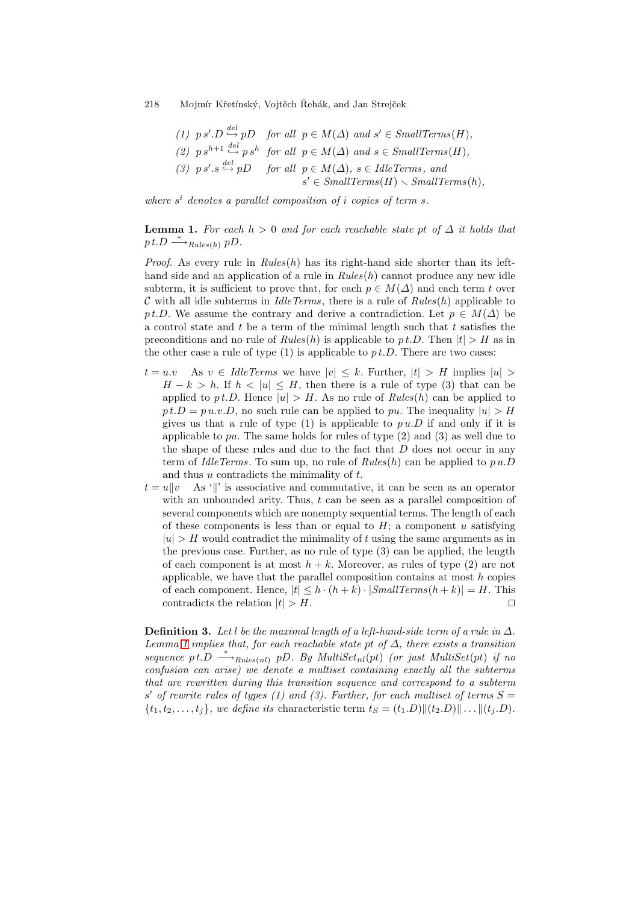(1) $p\,s'.D \overset{del}{\hookrightarrow} pD$ for all $p \in M(\Delta)$ and $s' \in \mathit{SmallTerms}(H)$,

(2) $p\,s^{h+1} \overset{del}{\hookrightarrow} p\,s^h$ for all $p \in M(\Delta)$ and $s \in \mathit{SmallTerms}(H)$,

(3) $p\,s'.s \overset{del}{\hookrightarrow} pD$ for all $p \in M(\Delta)$, $s \in \mathit{IdleTerms}$, and $s' \in \mathit{SmallTerms}(H) \smallsetminus \mathit{SmallTerms}(h)$,

*where $s^i$ denotes a parallel composition of $i$ copies of term $s$.*

**Lemma 1.** *For each $h > 0$ and for each reachable state $pt$ of $\Delta$ it holds that $p\,t.D \xrightarrow{*}_{\mathit{Rules}(h)} pD$.*

*Proof.* As every rule in $\mathit{Rules}(h)$ has its right-hand side shorter than its left-hand side and an application of a rule in $\mathit{Rules}(h)$ cannot produce any new idle subterm, it is sufficient to prove that, for each $p \in M(\Delta)$ and each term $t$ over $\mathcal{C}$ with all idle subterms in $\mathit{IdleTerms}$, there is a rule of $\mathit{Rules}(h)$ applicable to $p\,t.D$. We assume the contrary and derive a contradiction. Let $p \in M(\Delta)$ be a control state and $t$ be a term of the minimal length such that $t$ satisfies the preconditions and no rule of $\mathit{Rules}(h)$ is applicable to $p\,t.D$. Then $|t| > H$ as in the other case a rule of type (1) is applicable to $p\,t.D$. There are two cases:

- $t = u.v$ As $v \in \mathit{IdleTerms}$ we have $|v| \leq k$. Further, $|t| > H$ implies $|u| > H - k > h$. If $h < |u| \leq H$, then there is a rule of type (3) that can be applied to $p\,t.D$. Hence $|u| > H$. As no rule of $\mathit{Rules}(h)$ can be applied to $p\,t.D = p\,u.v.D$, no such rule can be applied to $pu$. The inequality $|u| > H$ gives us that a rule of type (1) is applicable to $p\,u.D$ if and only if it is applicable to $pu$. The same holds for rules of type (2) and (3) as well due to the shape of these rules and due to the fact that $D$ does not occur in any term of $\mathit{IdleTerms}$. To sum up, no rule of $\mathit{Rules}(h)$ can be applied to $p\,u.D$ and thus $u$ contradicts the minimality of $t$.
- $t = u \| v$ As '$\|$' is associative and commutative, it can be seen as an operator with an unbounded arity. Thus, $t$ can be seen as a parallel composition of several components which are nonempty sequential terms. The length of each of these components is less than or equal to $H$; a component $u$ satisfying $|u| > H$ would contradict the minimality of $t$ using the same arguments as in the previous case. Further, as no rule of type (3) can be applied, the length of each component is at most $h + k$. Moreover, as rules of type (2) are not applicable, we have that the parallel composition contains at most $h$ copies of each component. Hence, $|t| \leq h \cdot (h + k) \cdot |\mathit{SmallTerms}(h + k)| = H$. This contradicts the relation $|t| > H$. ⊓⊔

**Definition 3.** *Let $l$ be the maximal length of a left-hand-side term of a rule in $\Delta$. Lemma 1 implies that, for each reachable state $pt$ of $\Delta$, there exists a transition sequence $p\,t.D \xrightarrow{*}_{\mathit{Rules}(nl)} pD$. By $\mathit{MultiSet}_{nl}(pt)$ (or just $\mathit{MultiSet}(pt)$ if no confusion can arise) we denote a multiset containing exactly all the subterms that are rewritten during this transition sequence and correspond to a subterm $s'$ of rewrite rules of types (1) and (3). Further, for each multiset of terms $S = \{t_1, t_2, \ldots, t_j\}$, we define its* characteristic term $t_S = (t_1.D)\|(t_2.D)\| \ldots \|(t_j.D)$.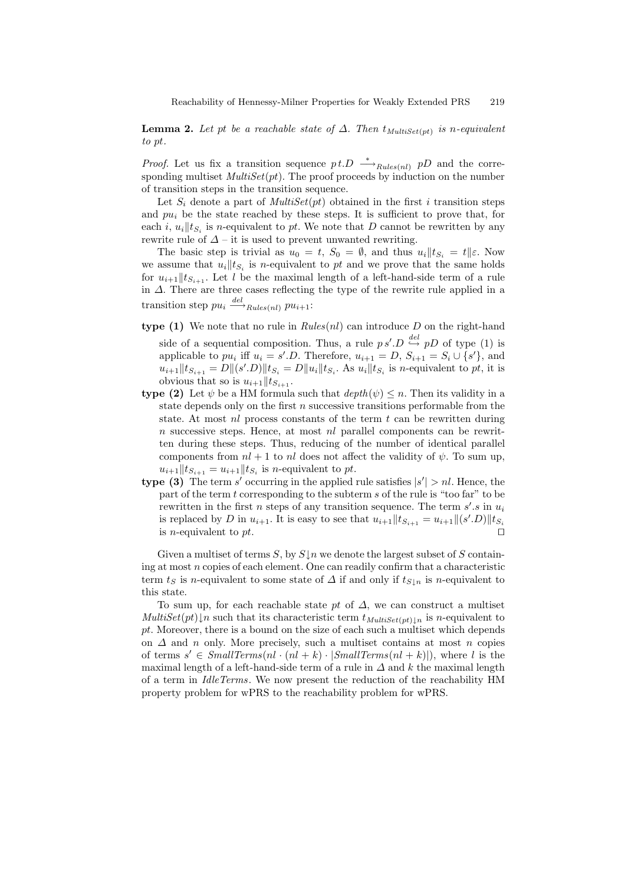**Lemma 2.** *Let $pt$ be a reachable state of $\Delta$. Then $t_{MultiSet(pt)}$ is $n$-equivalent to $pt$.*

*Proof.* Let us fix a transition sequence $p\,t.D \xrightarrow{*}_{Rules(nl)} pD$ and the corresponding multiset $MultiSet(pt)$. The proof proceeds by induction on the number of transition steps in the transition sequence.

Let $S_i$ denote a part of $MultiSet(pt)$ obtained in the first $i$ transition steps and $pu_i$ be the state reached by these steps. It is sufficient to prove that, for each $i$, $u_i \| t_{S_i}$ is $n$-equivalent to $pt$. We note that $D$ cannot be rewritten by any rewrite rule of $\Delta$ – it is used to prevent unwanted rewriting.

The basic step is trivial as $u_0 = t$, $S_0 = \emptyset$, and thus $u_i \| t_{S_i} = t \| \varepsilon$. Now we assume that $u_i \| t_{S_i}$ is $n$-equivalent to $pt$ and we prove that the same holds for $u_{i+1} \| t_{S_{i+1}}$. Let $l$ be the maximal length of a left-hand-side term of a rule in $\Delta$. There are three cases reflecting the type of the rewrite rule applied in a transition step $pu_i \xrightarrow{del}_{Rules(nl)} pu_{i+1}$:

- **type (1)** We note that no rule in $Rules(nl)$ can introduce $D$ on the right-hand side of a sequential composition. Thus, a rule $p\,s'.D \overset{del}{\hookrightarrow} pD$ of type (1) is applicable to $pu_i$ iff $u_i = s'.D$. Therefore, $u_{i+1} = D$, $S_{i+1} = S_i \cup \{s'\}$, and $u_{i+1} \| t_{S_{i+1}} = D \| (s'.D) \| t_{S_i} = D \| u_i \| t_{S_i}$. As $u_i \| t_{S_i}$ is $n$-equivalent to $pt$, it is obvious that so is $u_{i+1} \| t_{S_{i+1}}$.
- **type (2)** Let $\psi$ be a HM formula such that $depth(\psi) \leq n$. Then its validity in a state depends only on the first $n$ successive transitions performable from the state. At most $nl$ process constants of the term $t$ can be rewritten during $n$ successive steps. Hence, at most $nl$ parallel components can be rewritten during these steps. Thus, reducing of the number of identical parallel components from $nl+1$ to $nl$ does not affect the validity of $\psi$. To sum up, $u_{i+1} \| t_{S_{i+1}} = u_{i+1} \| t_{S_i}$ is $n$-equivalent to $pt$.
- **type (3)** The term $s'$ occurring in the applied rule satisfies $|s'| > nl$. Hence, the part of the term $t$ corresponding to the subterm $s$ of the rule is "too far" to be rewritten in the first $n$ steps of any transition sequence. The term $s'.s$ in $u_i$ is replaced by $D$ in $u_{i+1}$. It is easy to see that $u_{i+1} \| t_{S_{i+1}} = u_{i+1} \| (s'.D) \| t_{S_i}$ is $n$-equivalent to $pt$. $\square$

Given a multiset of terms $S$, by $S{\downarrow}n$ we denote the largest subset of $S$ containing at most $n$ copies of each element. One can readily confirm that a characteristic term $t_S$ is $n$-equivalent to some state of $\Delta$ if and only if $t_{S\downarrow n}$ is $n$-equivalent to this state.

To sum up, for each reachable state $pt$ of $\Delta$, we can construct a multiset $MultiSet(pt){\downarrow}n$ such that its characteristic term $t_{MultiSet(pt)\downarrow n}$ is $n$-equivalent to $pt$. Moreover, there is a bound on the size of each such a multiset which depends on $\Delta$ and $n$ only. More precisely, such a multiset contains at most $n$ copies of terms $s' \in SmallTerms(nl \cdot (nl+k) \cdot |SmallTerms(nl+k)|)$, where $l$ is the maximal length of a left-hand-side term of a rule in $\Delta$ and $k$ the maximal length of a term in $IdleTerms$. We now present the reduction of the reachability HM property problem for wPRS to the reachability problem for wPRS.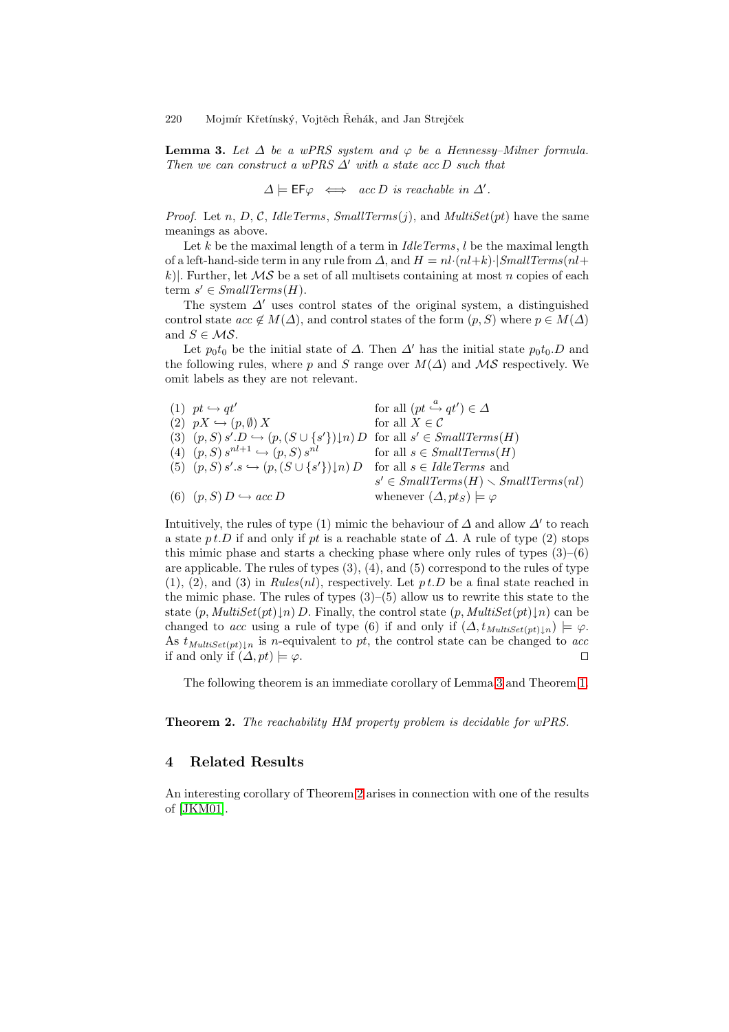**Lemma 3.** *Let $\Delta$ be a wPRS system and $\varphi$ be a Hennessy–Milner formula. Then we can construct a wPRS $\Delta'$ with a state $acc\,D$ such that*

$$\Delta \models \mathsf{EF}\varphi \iff acc\,D \text{ is reachable in } \Delta'.$$

*Proof.* Let $n$, $D$, $\mathcal{C}$, $\mathit{IdleTerms}$, $\mathit{SmallTerms}(j)$, and $\mathit{MultiSet}(pt)$ have the same meanings as above.

Let $k$ be the maximal length of a term in $\mathit{IdleTerms}$, $l$ be the maximal length of a left-hand-side term in any rule from $\Delta$, and $H = nl{\cdot}(nl{+}k){\cdot}|\mathit{SmallTerms}(nl{+}k)|$. Further, let $\mathcal{MS}$ be a set of all multisets containing at most $n$ copies of each term $s' \in \mathit{SmallTerms}(H)$.

The system $\Delta'$ uses control states of the original system, a distinguished control state $acc \notin M(\Delta)$, and control states of the form $(p, S)$ where $p \in M(\Delta)$ and $S \in \mathcal{MS}$.

Let $p_0t_0$ be the initial state of $\Delta$. Then $\Delta'$ has the initial state $p_0t_0.D$ and the following rules, where $p$ and $S$ range over $M(\Delta)$ and $\mathcal{MS}$ respectively. We omit labels as they are not relevant.

| | |
|---|---|
| (1) $pt \hookrightarrow qt'$ | for all $(pt \overset{a}{\hookrightarrow} qt') \in \Delta$ |
| (2) $pX \hookrightarrow (p, \emptyset)\, X$ | for all $X \in \mathcal{C}$ |
| (3) $(p, S)\, s'.D \hookrightarrow (p, (S \cup \{s'\}){\downarrow}n)\, D$ | for all $s' \in \mathit{SmallTerms}(H)$ |
| (4) $(p, S)\, s^{nl+1} \hookrightarrow (p, S)\, s^{nl}$ | for all $s \in \mathit{SmallTerms}(H)$ |
| (5) $(p, S)\, s'.s \hookrightarrow (p, (S \cup \{s'\}){\downarrow}n)\, D$ | for all $s \in \mathit{IdleTerms}$ and $s' \in \mathit{SmallTerms}(H) \smallsetminus \mathit{SmallTerms}(nl)$ |
| (6) $(p, S)\, D \hookrightarrow acc\, D$ | whenever $(\Delta, pt_S) \models \varphi$ |

Intuitively, the rules of type (1) mimic the behaviour of $\Delta$ and allow $\Delta'$ to reach a state $p\,t.D$ if and only if $pt$ is a reachable state of $\Delta$. A rule of type (2) stops this mimic phase and starts a checking phase where only rules of types (3)–(6) are applicable. The rules of types (3), (4), and (5) correspond to the rules of type (1), (2), and (3) in $\mathit{Rules}(nl)$, respectively. Let $p\,t.D$ be a final state reached in the mimic phase. The rules of types (3)–(5) allow us to rewrite this state to the state $(p, \mathit{MultiSet}(pt){\downarrow}n)\, D$. Finally, the control state $(p, \mathit{MultiSet}(pt){\downarrow}n)$ can be changed to $acc$ using a rule of type (6) if and only if $(\Delta, t_{\mathit{MultiSet}(pt){\downarrow}n}) \models \varphi$. As $t_{\mathit{MultiSet}(pt){\downarrow}n}$ is $n$-equivalent to $pt$, the control state can be changed to $acc$ if and only if $(\Delta, pt) \models \varphi$. $\square$

The following theorem is an immediate corollary of Lemma 3 and Theorem 1.

**Theorem 2.** *The reachability HM property problem is decidable for wPRS.*

## 4 Related Results

An interesting corollary of Theorem 2 arises in connection with one of the results of [JKM01].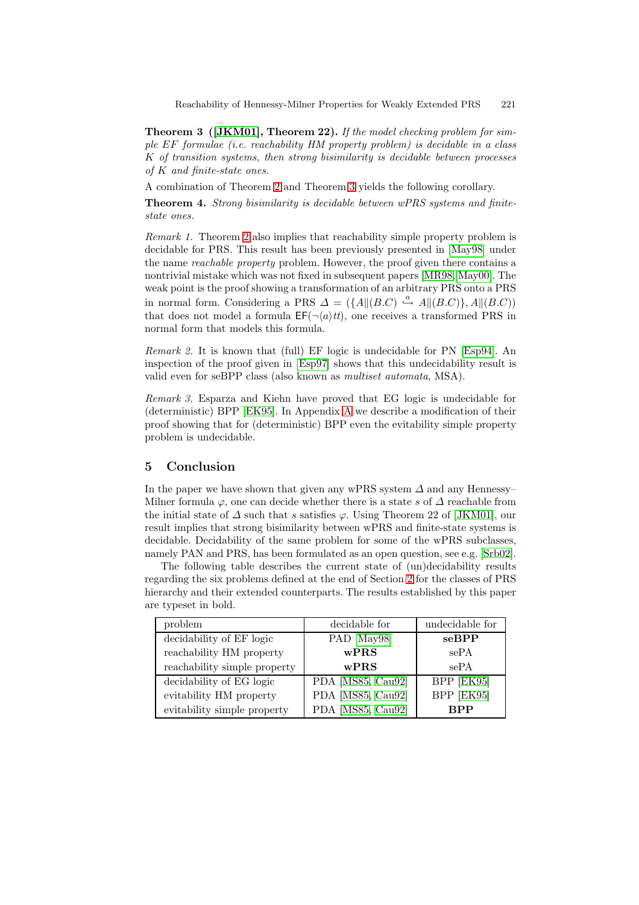**Theorem 3 ([JKM01], Theorem 22).** *If the model checking problem for simple EF formulae (i.e. reachability HM property problem) is decidable in a class $K$ of transition systems, then strong bisimilarity is decidable between processes of $K$ and finite-state ones.*

A combination of Theorem 2 and Theorem 3 yields the following corollary.

**Theorem 4.** *Strong bisimilarity is decidable between wPRS systems and finite-state ones.*

*Remark 1.* Theorem 2 also implies that reachability simple property problem is decidable for PRS. This result has been previously presented in [May98] under the name *reachable property* problem. However, the proof given there contains a nontrivial mistake which was not fixed in subsequent papers [MR98,May00]. The weak point is the proof showing a transformation of an arbitrary PRS onto a PRS in normal form. Considering a PRS $\Delta = (\{A\|(B.C) \overset{a}{\hookrightarrow} A\|(B.C)\}, A\|(B.C))$ that does not model a formula $\mathsf{EF}(\neg\langle a\rangle tt)$, one receives a transformed PRS in normal form that models this formula.

*Remark 2.* It is known that (full) EF logic is undecidable for PN [Esp94]. An inspection of the proof given in [Esp97] shows that this undecidability result is valid even for seBPP class (also known as *multiset automata*, MSA).

*Remark 3.* Esparza and Kiehn have proved that EG logic is undecidable for (deterministic) BPP [EK95]. In Appendix A we describe a modification of their proof showing that for (deterministic) BPP even the evitability simple property problem is undecidable.

## 5 Conclusion

In the paper we have shown that given any wPRS system $\Delta$ and any Hennessy–Milner formula $\varphi$, one can decide whether there is a state $s$ of $\Delta$ reachable from the initial state of $\Delta$ such that $s$ satisfies $\varphi$. Using Theorem 22 of [JKM01], our result implies that strong bisimilarity between wPRS and finite-state systems is decidable. Decidability of the same problem for some of the wPRS subclasses, namely PAN and PRS, has been formulated as an open question, see e.g. [Srb02].

The following table describes the current state of (un)decidability results regarding the six problems defined at the end of Section 2 for the classes of PRS hierarchy and their extended counterparts. The results established by this paper are typeset in bold.

| problem | decidable for | undecidable for |
|---|---|---|
| decidability of EF logic | PAD [May98] | **seBPP** |
| reachability HM property | **wPRS** | sePA |
| reachability simple property | **wPRS** | sePA |
| decidability of EG logic | PDA [MS85, Cau92] | BPP [EK95] |
| evitability HM property | PDA [MS85, Cau92] | BPP [EK95] |
| evitability simple property | PDA [MS85, Cau92] | **BPP** |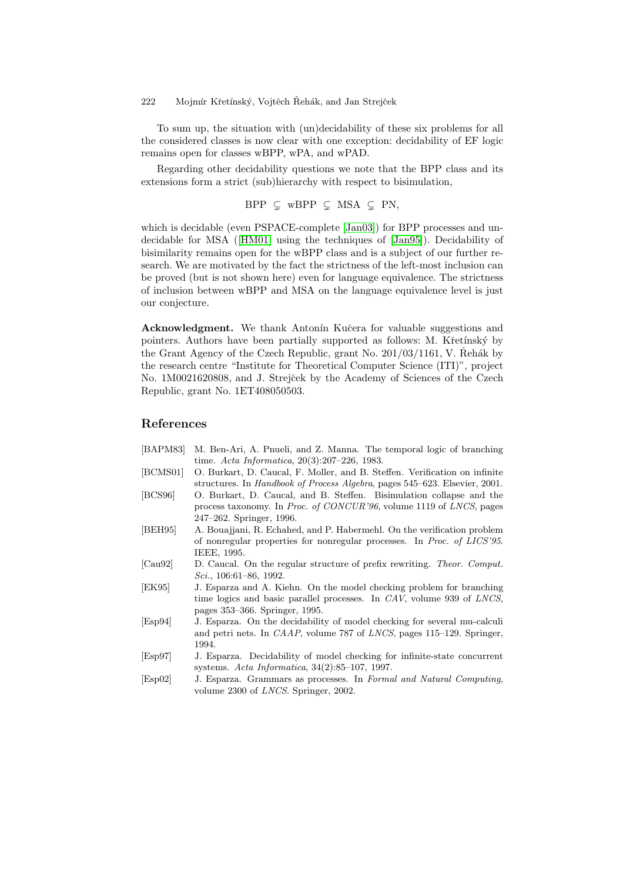To sum up, the situation with (un)decidability of these six problems for all the considered classes is now clear with one exception: decidability of EF logic remains open for classes wBPP, wPA, and wPAD.

Regarding other decidability questions we note that the BPP class and its extensions form a strict (sub)hierarchy with respect to bisimulation,

$$\text{BPP} \subsetneq \text{wBPP} \subsetneq \text{MSA} \subsetneq \text{PN},$$

which is decidable (even PSPACE-complete [Jan03]) for BPP processes and undecidable for MSA ([HM01] using the techniques of [Jan95]). Decidability of bisimilarity remains open for the wBPP class and is a subject of our further research. We are motivated by the fact the strictness of the left-most inclusion can be proved (but is not shown here) even for language equivalence. The strictness of inclusion between wBPP and MSA on the language equivalence level is just our conjecture.

**Acknowledgment.** We thank Antonín Kučera for valuable suggestions and pointers. Authors have been partially supported as follows: M. Křetínský by the Grant Agency of the Czech Republic, grant No. 201/03/1161, V. Řehák by the research centre "Institute for Theoretical Computer Science (ITI)", project No. 1M0021620808, and J. Strejček by the Academy of Sciences of the Czech Republic, grant No. 1ET408050503.

## References

[BAPM83] M. Ben-Ari, A. Pnueli, and Z. Manna. The temporal logic of branching time. *Acta Informatica*, 20(3):207–226, 1983.

[BCMS01] O. Burkart, D. Caucal, F. Moller, and B. Steffen. Verification on infinite structures. In *Handbook of Process Algebra*, pages 545–623. Elsevier, 2001.

[BCS96] O. Burkart, D. Caucal, and B. Steffen. Bisimulation collapse and the process taxonomy. In *Proc. of CONCUR'96*, volume 1119 of *LNCS*, pages 247–262. Springer, 1996.

[BEH95] A. Bouajjani, R. Echahed, and P. Habermehl. On the verification problem of nonregular properties for nonregular processes. In *Proc. of LICS'95*. IEEE, 1995.

[Cau92] D. Caucal. On the regular structure of prefix rewriting. *Theor. Comput. Sci.*, 106:61–86, 1992.

[EK95] J. Esparza and A. Kiehn. On the model checking problem for branching time logics and basic parallel processes. In *CAV*, volume 939 of *LNCS*, pages 353–366. Springer, 1995.

[Esp94] J. Esparza. On the decidability of model checking for several mu-calculi and petri nets. In *CAAP*, volume 787 of *LNCS*, pages 115–129. Springer, 1994.

[Esp97] J. Esparza. Decidability of model checking for infinite-state concurrent systems. *Acta Informatica*, 34(2):85–107, 1997.

[Esp02] J. Esparza. Grammars as processes. In *Formal and Natural Computing*, volume 2300 of *LNCS*. Springer, 2002.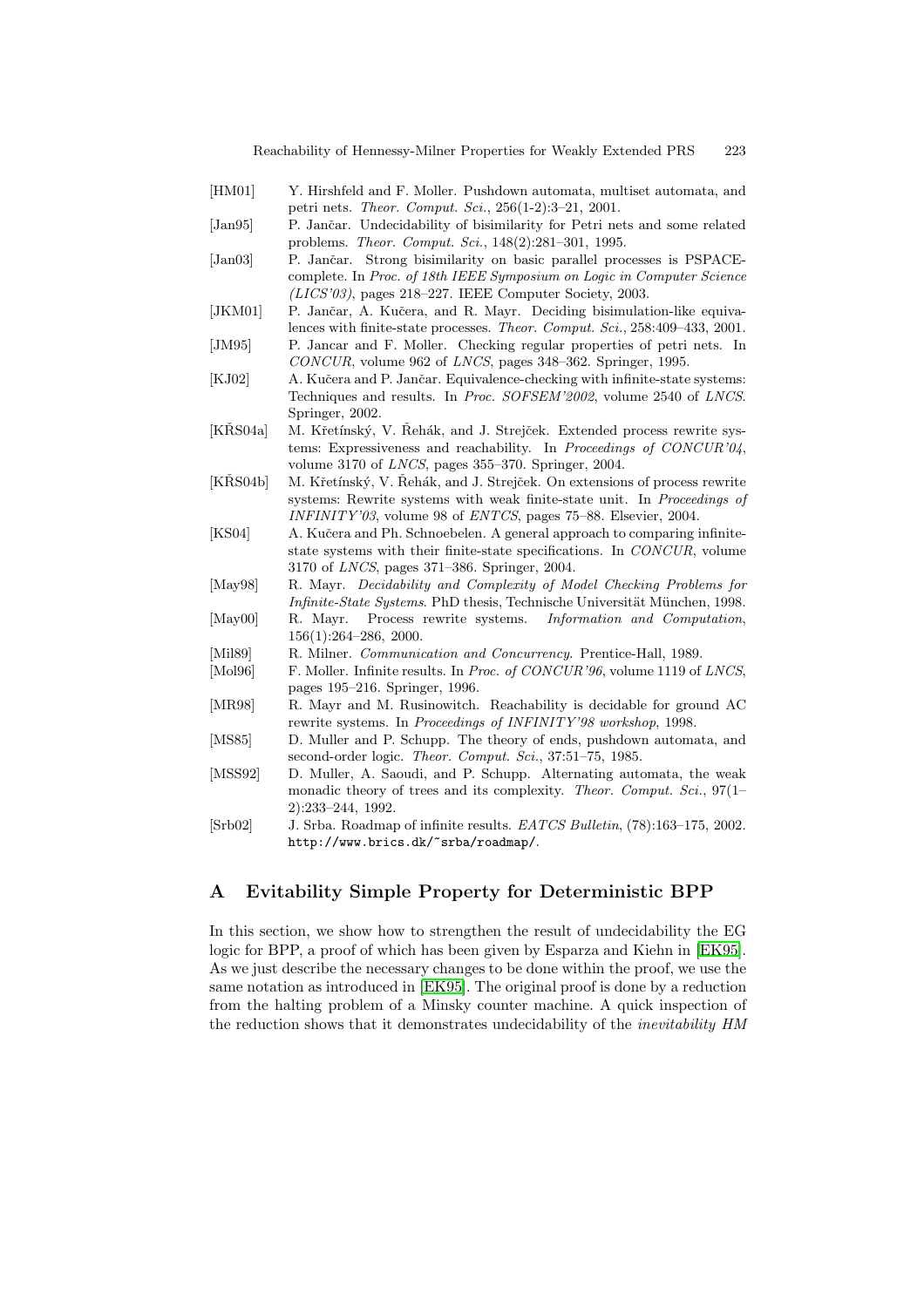[HM01] Y. Hirshfeld and F. Moller. Pushdown automata, multiset automata, and petri nets. *Theor. Comput. Sci.*, 256(1-2):3–21, 2001.

[Jan95] P. Jančar. Undecidability of bisimilarity for Petri nets and some related problems. *Theor. Comput. Sci.*, 148(2):281–301, 1995.

[Jan03] P. Jančar. Strong bisimilarity on basic parallel processes is PSPACE-complete. In *Proc. of 18th IEEE Symposium on Logic in Computer Science (LICS'03)*, pages 218–227. IEEE Computer Society, 2003.

[JKM01] P. Jančar, A. Kučera, and R. Mayr. Deciding bisimulation-like equivalences with finite-state processes. *Theor. Comput. Sci.*, 258:409–433, 2001.

[JM95] P. Jancar and F. Moller. Checking regular properties of petri nets. In *CONCUR*, volume 962 of *LNCS*, pages 348–362. Springer, 1995.

[KJ02] A. Kučera and P. Jančar. Equivalence-checking with infinite-state systems: Techniques and results. In *Proc. SOFSEM'2002*, volume 2540 of *LNCS*. Springer, 2002.

[KŘS04a] M. Křetínský, V. Řehák, and J. Strejček. Extended process rewrite systems: Expressiveness and reachability. In *Proceedings of CONCUR'04*, volume 3170 of *LNCS*, pages 355–370. Springer, 2004.

[KŘS04b] M. Křetínský, V. Řehák, and J. Strejček. On extensions of process rewrite systems: Rewrite systems with weak finite-state unit. In *Proceedings of INFINITY'03*, volume 98 of *ENTCS*, pages 75–88. Elsevier, 2004.

[KS04] A. Kučera and Ph. Schnoebelen. A general approach to comparing infinite-state systems with their finite-state specifications. In *CONCUR*, volume 3170 of *LNCS*, pages 371–386. Springer, 2004.

[May98] R. Mayr. *Decidability and Complexity of Model Checking Problems for Infinite-State Systems*. PhD thesis, Technische Universität München, 1998.

[May00] R. Mayr. Process rewrite systems. *Information and Computation*, 156(1):264–286, 2000.

[Mil89] R. Milner. *Communication and Concurrency*. Prentice-Hall, 1989.

[Mol96] F. Moller. Infinite results. In *Proc. of CONCUR'96*, volume 1119 of *LNCS*, pages 195–216. Springer, 1996.

[MR98] R. Mayr and M. Rusinowitch. Reachability is decidable for ground AC rewrite systems. In *Proceedings of INFINITY'98 workshop*, 1998.

[MS85] D. Muller and P. Schupp. The theory of ends, pushdown automata, and second-order logic. *Theor. Comput. Sci.*, 37:51–75, 1985.

[MSS92] D. Muller, A. Saoudi, and P. Schupp. Alternating automata, the weak monadic theory of trees and its complexity. *Theor. Comput. Sci.*, 97(1–2):233–244, 1992.

[Srb02] J. Srba. Roadmap of infinite results. *EATCS Bulletin*, (78):163–175, 2002. http://www.brics.dk/~srba/roadmap/.

## A Evitability Simple Property for Deterministic BPP

In this section, we show how to strengthen the result of undecidability the EG logic for BPP, a proof of which has been given by Esparza and Kiehn in [EK95]. As we just describe the necessary changes to be done within the proof, we use the same notation as introduced in [EK95]. The original proof is done by a reduction from the halting problem of a Minsky counter machine. A quick inspection of the reduction shows that it demonstrates undecidability of the *inevitability HM*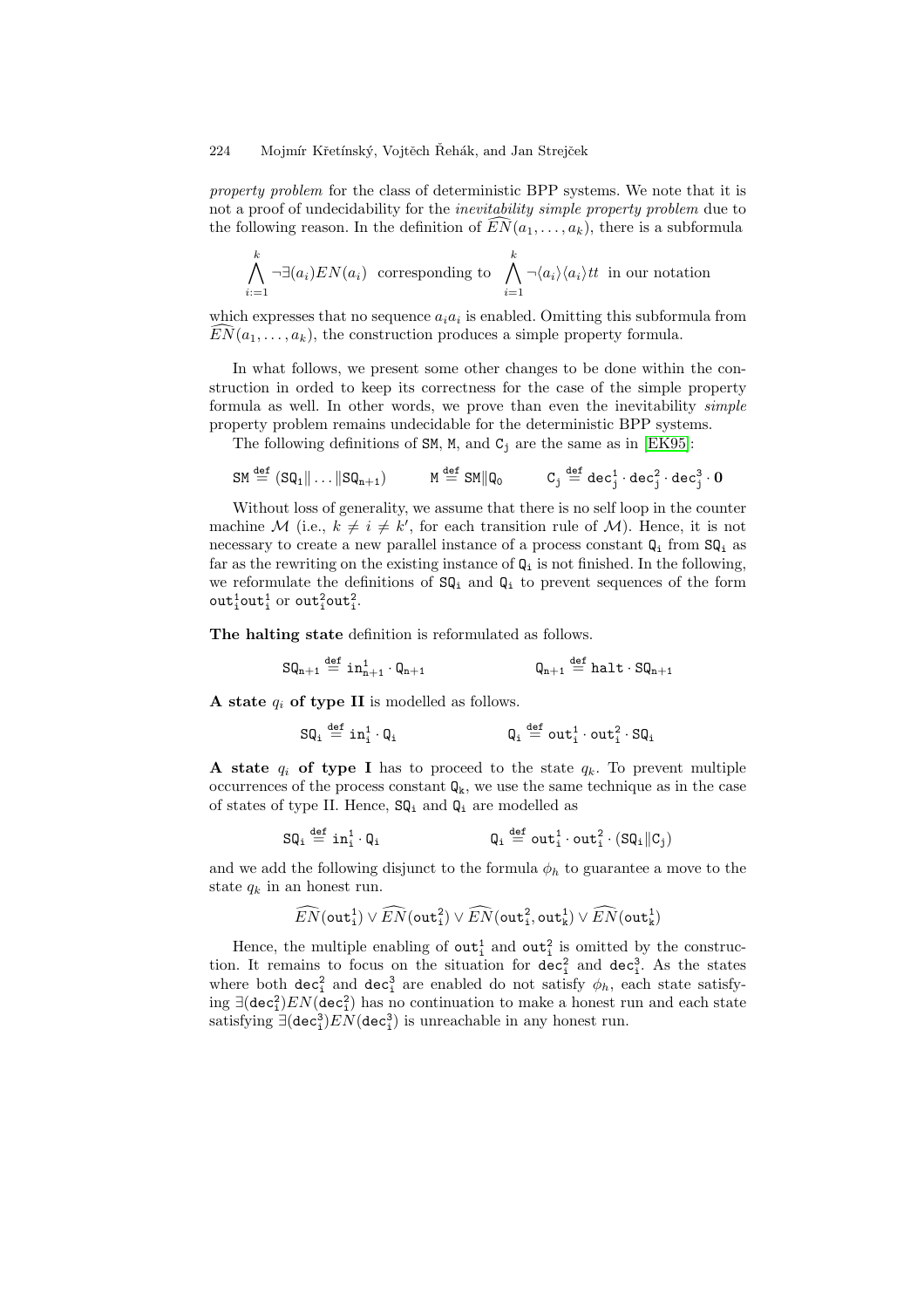*property problem* for the class of deterministic BPP systems. We note that it is not a proof of undecidability for the *inevitability simple property problem* due to the following reason. In the definition of $\widehat{EN}(a_1, \ldots, a_k)$, there is a subformula

$$\bigwedge_{i:=1}^{k} \neg\exists(a_i)EN(a_i) \text{ corresponding to } \bigwedge_{i=1}^{k} \neg\langle a_i\rangle\langle a_i\rangle tt \text{ in our notation}$$

which expresses that no sequence $a_i a_i$ is enabled. Omitting this subformula from $\widehat{EN}(a_1, \ldots, a_k)$, the construction produces a simple property formula.

In what follows, we present some other changes to be done within the construction in orded to keep its correctness for the case of the simple property formula as well. In other words, we prove than even the inevitability *simple* property problem remains undecidable for the deterministic BPP systems.

The following definitions of $\mathtt{SM}$, $\mathtt{M}$, and $\mathtt{C_j}$ are the same as in [EK95]:

$$\mathtt{SM} \stackrel{\mathtt{def}}{=} (\mathtt{SQ_1} \| \ldots \| \mathtt{SQ_{n+1}}) \qquad \mathtt{M} \stackrel{\mathtt{def}}{=} \mathtt{SM} \| \mathtt{Q_0} \qquad \mathtt{C_j} \stackrel{\mathtt{def}}{=} \mathtt{dec^1_j} \cdot \mathtt{dec^2_j} \cdot \mathtt{dec^3_j} \cdot \mathbf{0}$$

Without loss of generality, we assume that there is no self loop in the counter machine $\mathcal{M}$ (i.e., $k \neq i \neq k'$, for each transition rule of $\mathcal{M}$). Hence, it is not necessary to create a new parallel instance of a process constant $\mathtt{Q_i}$ from $\mathtt{SQ_i}$ as far as the rewriting on the existing instance of $\mathtt{Q_i}$ is not finished. In the following, we reformulate the definitions of $\mathtt{SQ_i}$ and $\mathtt{Q_i}$ to prevent sequences of the form $\mathtt{out^1_i out^1_i}$ or $\mathtt{out^2_i out^2_i}$.

**The halting state** definition is reformulated as follows.

$$\mathtt{SQ_{n+1}} \stackrel{\mathtt{def}}{=} \mathtt{in^1_{n+1}} \cdot \mathtt{Q_{n+1}} \qquad \mathtt{Q_{n+1}} \stackrel{\mathtt{def}}{=} \mathtt{halt} \cdot \mathtt{SQ_{n+1}}$$

**A state** $q_i$ **of type II** is modelled as follows.

$$\mathtt{SQ_i} \stackrel{\mathtt{def}}{=} \mathtt{in^1_i} \cdot \mathtt{Q_i} \qquad \mathtt{Q_i} \stackrel{\mathtt{def}}{=} \mathtt{out^1_i} \cdot \mathtt{out^2_i} \cdot \mathtt{SQ_i}$$

**A state** $q_i$ **of type I** has to proceed to the state $q_k$. To prevent multiple occurrences of the process constant $\mathtt{Q_k}$, we use the same technique as in the case of states of type II. Hence, $\mathtt{SQ_i}$ and $\mathtt{Q_i}$ are modelled as

$$\mathtt{SQ_i} \stackrel{\mathtt{def}}{=} \mathtt{in^1_i} \cdot \mathtt{Q_i} \qquad \mathtt{Q_i} \stackrel{\mathtt{def}}{=} \mathtt{out^1_i} \cdot \mathtt{out^2_i} \cdot (\mathtt{SQ_i} \| \mathtt{C_j})$$

and we add the following disjunct to the formula $\phi_h$ to guarantee a move to the state $q_k$ in an honest run.

$$\widehat{EN}(\mathtt{out^1_i}) \vee \widehat{EN}(\mathtt{out^2_i}) \vee \widehat{EN}(\mathtt{out^2_i}, \mathtt{out^1_k}) \vee \widehat{EN}(\mathtt{out^1_k})$$

Hence, the multiple enabling of $\mathtt{out^1_i}$ and $\mathtt{out^2_i}$ is omitted by the construction. It remains to focus on the situation for $\mathtt{dec^2_i}$ and $\mathtt{dec^3_i}$. As the states where both $\mathtt{dec^2_i}$ and $\mathtt{dec^3_i}$ are enabled do not satisfy $\phi_h$, each state satisfying $\exists(\mathtt{dec^2_i})EN(\mathtt{dec^2_i})$ has no continuation to make a honest run and each state satisfying $\exists(\mathtt{dec^3_i})EN(\mathtt{dec^3_i})$ is unreachable in any honest run.